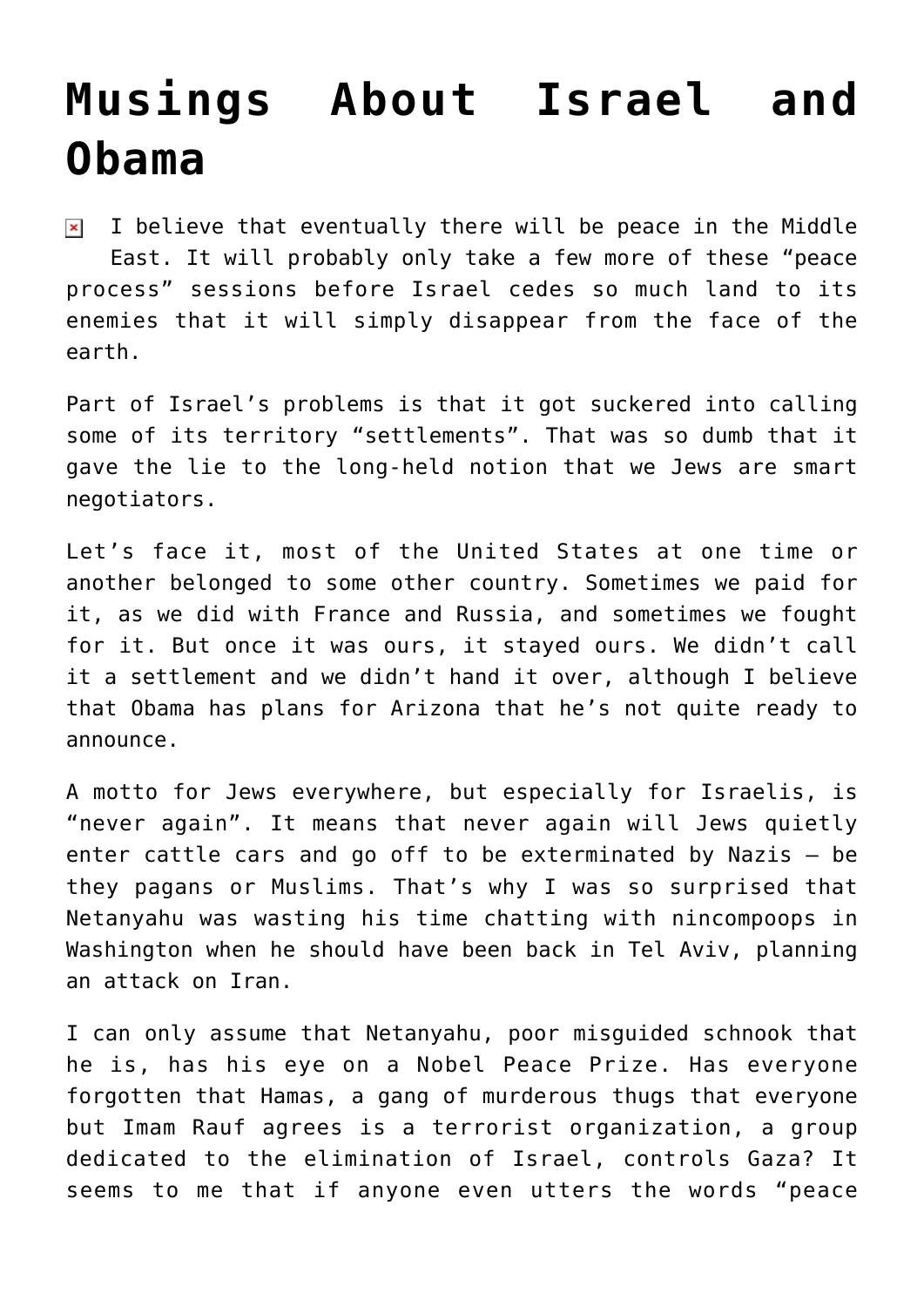# Musings About Israel and Obama

I believe that eventually there will be peace in the Middle East. It will probably only take a few more of these "peace process" sessions before Israel cedes so much land to its enemies that it will simply disappear from the face of the earth.

Part of Israel's problems is that it got suckered into calling some of its territory "settlements". That was so dumb that it gave the lie to the long-held notion that we Jews are smart negotiators.

Let's face it, most of the United States at one time or another belonged to some other country. Sometimes we paid for it, as we did with France and Russia, and sometimes we fought for it. But once it was ours, it stayed ours. We didn't call it a settlement and we didn't hand it over, although I believe that Obama has plans for Arizona that he's not quite ready to announce.

A motto for Jews everywhere, but especially for Israelis, is "never again". It means that never again will Jews quietly enter cattle cars and go off to be exterminated by Nazis – be they pagans or Muslims. That's why I was so surprised that Netanyahu was wasting his time chatting with nincompoops in Washington when he should have been back in Tel Aviv, planning an attack on Iran.

I can only assume that Netanyahu, poor misguided schnook that he is, has his eye on a Nobel Peace Prize. Has everyone forgotten that Hamas, a gang of murderous thugs that everyone but Imam Rauf agrees is a terrorist organization, a group dedicated to the elimination of Israel, controls Gaza? It seems to me that if anyone even utters the words "peace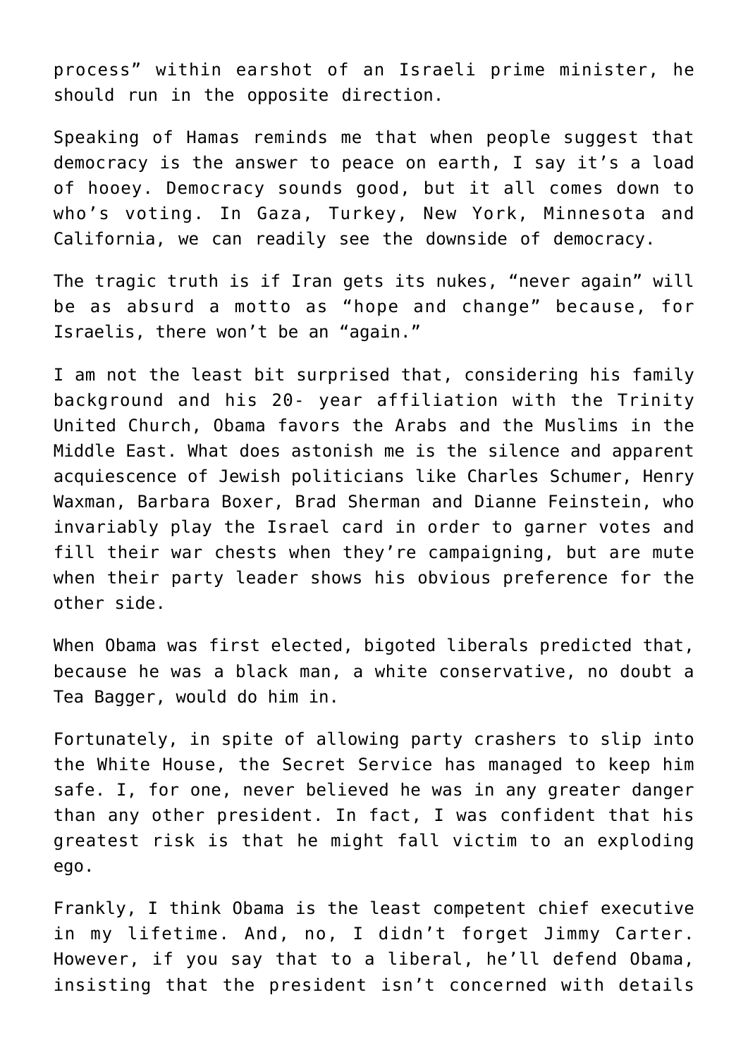process" within earshot of an Israeli prime minister, he should run in the opposite direction.

Speaking of Hamas reminds me that when people suggest that democracy is the answer to peace on earth, I say it's a load of hooey. Democracy sounds good, but it all comes down to who's voting. In Gaza, Turkey, New York, Minnesota and California, we can readily see the downside of democracy.

The tragic truth is if Iran gets its nukes, "never again" will be as absurd a motto as "hope and change" because, for Israelis, there won't be an "again."

I am not the least bit surprised that, considering his family background and his 20- year affiliation with the Trinity United Church, Obama favors the Arabs and the Muslims in the Middle East. What does astonish me is the silence and apparent acquiescence of Jewish politicians like Charles Schumer, Henry Waxman, Barbara Boxer, Brad Sherman and Dianne Feinstein, who invariably play the Israel card in order to garner votes and fill their war chests when they're campaigning, but are mute when their party leader shows his obvious preference for the other side.

When Obama was first elected, bigoted liberals predicted that, because he was a black man, a white conservative, no doubt a Tea Bagger, would do him in.

Fortunately, in spite of allowing party crashers to slip into the White House, the Secret Service has managed to keep him safe. I, for one, never believed he was in any greater danger than any other president. In fact, I was confident that his greatest risk is that he might fall victim to an exploding ego.

Frankly, I think Obama is the least competent chief executive in my lifetime. And, no, I didn't forget Jimmy Carter. However, if you say that to a liberal, he'll defend Obama, insisting that the president isn't concerned with details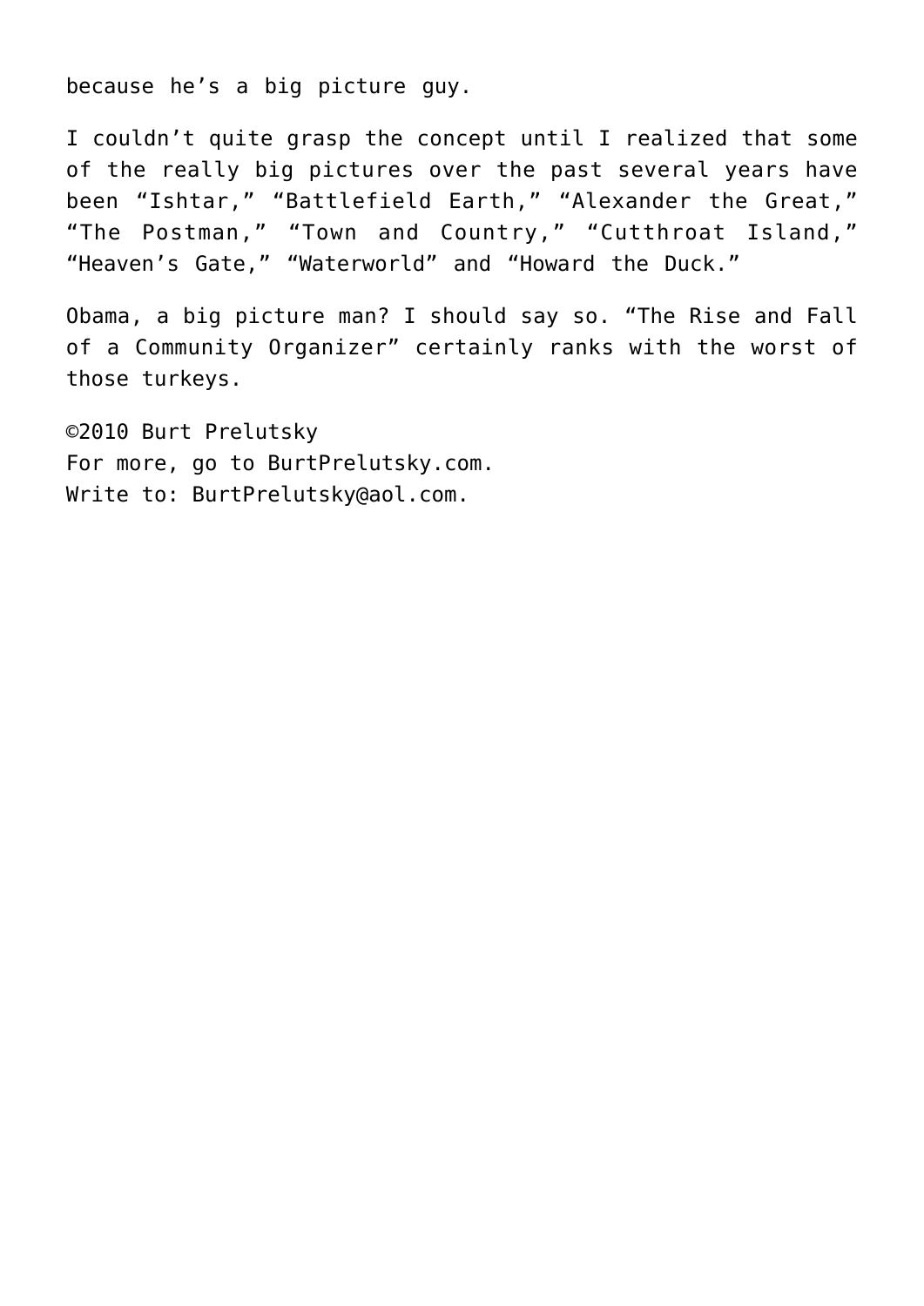because he's a big picture guy.

I couldn't quite grasp the concept until I realized that some of the really big pictures over the past several years have been "Ishtar," "Battlefield Earth," "Alexander the Great," "The Postman," "Town and Country," "Cutthroat Island," "Heaven's Gate," "Waterworld" and "Howard the Duck."

Obama, a big picture man? I should say so. "The Rise and Fall of a Community Organizer" certainly ranks with the worst of those turkeys.

©2010 Burt Prelutsky  
For more, go to BurtPrelutsky.com.  
Write to: BurtPrelutsky@aol.com.